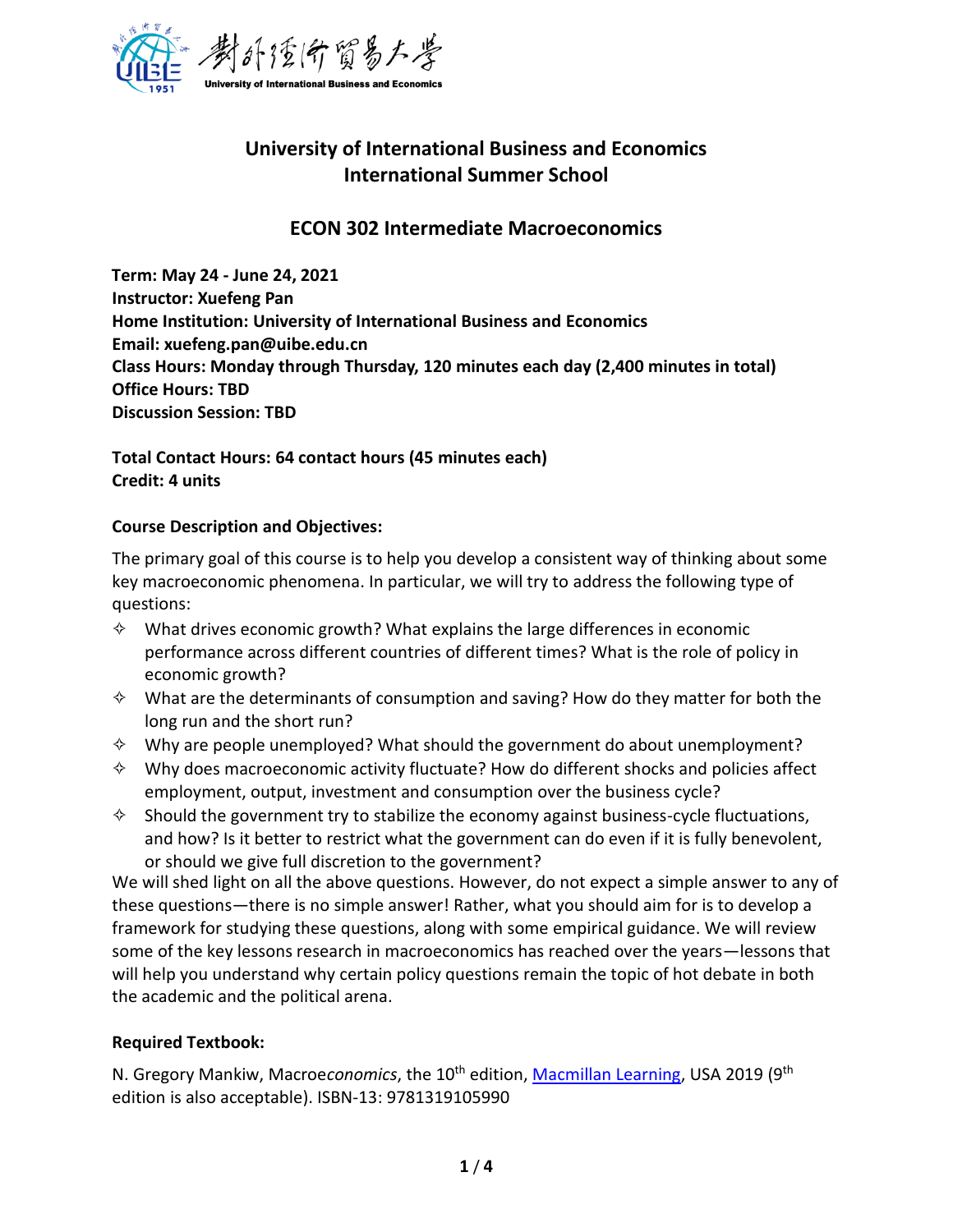## University of International Business and Economics
## International Summer School

# ECON 302 Intermediate Macroeconomics

**Term: May 24 - June 24, 2021**
**Instructor: Xuefeng Pan**
**Home Institution: University of International Business and Economics**
**Email: xuefeng.pan@uibe.edu.cn**
**Class Hours: Monday through Thursday, 120 minutes each day (2,400 minutes in total)**
**Office Hours: TBD**
**Discussion Session: TBD**

**Total Contact Hours: 64 contact hours (45 minutes each)**
**Credit: 4 units**

### Course Description and Objectives:

The primary goal of this course is to help you develop a consistent way of thinking about some key macroeconomic phenomena. In particular, we will try to address the following type of questions:

- What drives economic growth? What explains the large differences in economic performance across different countries of different times? What is the role of policy in economic growth?
- What are the determinants of consumption and saving? How do they matter for both the long run and the short run?
- Why are people unemployed? What should the government do about unemployment?
- Why does macroeconomic activity fluctuate? How do different shocks and policies affect employment, output, investment and consumption over the business cycle?
- Should the government try to stabilize the economy against business-cycle fluctuations, and how? Is it better to restrict what the government can do even if it is fully benevolent, or should we give full discretion to the government?

We will shed light on all the above questions. However, do not expect a simple answer to any of these questions—there is no simple answer! Rather, what you should aim for is to develop a framework for studying these questions, along with some empirical guidance. We will review some of the key lessons research in macroeconomics has reached over the years—lessons that will help you understand why certain policy questions remain the topic of hot debate in both the academic and the political arena.

### Required Textbook:

N. Gregory Mankiw, Macroe*conomics*, the 10th edition, Macmillan Learning, USA 2019 (9th edition is also acceptable). ISBN-13: 9781319105990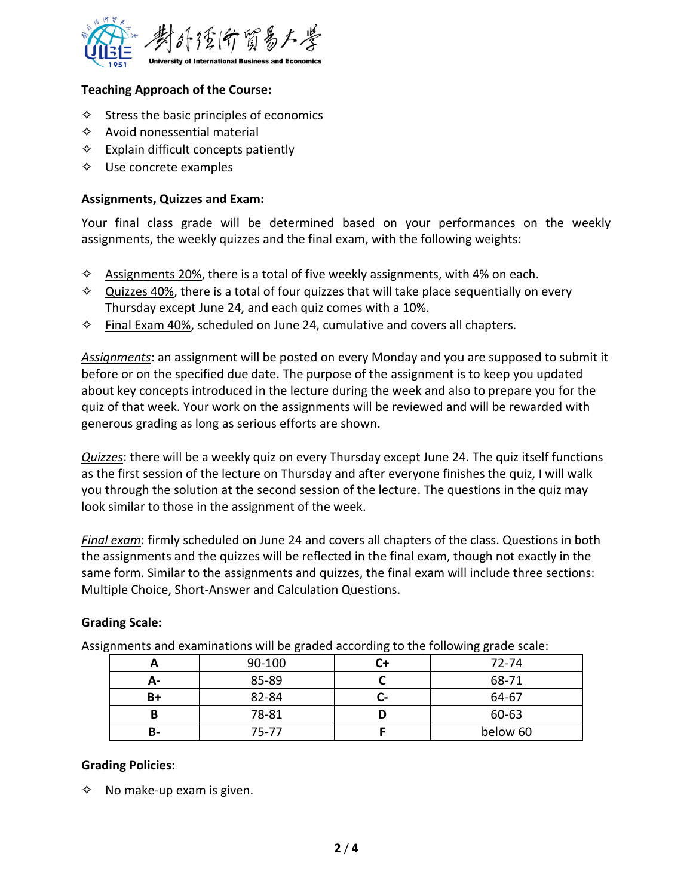**Teaching Approach of the Course:**

- ✧ Stress the basic principles of economics
- ✧ Avoid nonessential material
- ✧ Explain difficult concepts patiently
- ✧ Use concrete examples

**Assignments, Quizzes and Exam:**

Your final class grade will be determined based on your performances on the weekly assignments, the weekly quizzes and the final exam, with the following weights:

- ✧ <u>Assignments 20%</u>, there is a total of five weekly assignments, with 4% on each.
- ✧ <u>Quizzes 40%</u>, there is a total of four quizzes that will take place sequentially on every Thursday except June 24, and each quiz comes with a 10%.
- ✧ <u>Final Exam 40%</u>, scheduled on June 24, cumulative and covers all chapters.

*<u>Assignments</u>*: an assignment will be posted on every Monday and you are supposed to submit it before or on the specified due date. The purpose of the assignment is to keep you updated about key concepts introduced in the lecture during the week and also to prepare you for the quiz of that week. Your work on the assignments will be reviewed and will be rewarded with generous grading as long as serious efforts are shown.

*<u>Quizzes</u>*: there will be a weekly quiz on every Thursday except June 24. The quiz itself functions as the first session of the lecture on Thursday and after everyone finishes the quiz, I will walk you through the solution at the second session of the lecture. The questions in the quiz may look similar to those in the assignment of the week.

*<u>Final exam</u>*: firmly scheduled on June 24 and covers all chapters of the class. Questions in both the assignments and the quizzes will be reflected in the final exam, though not exactly in the same form. Similar to the assignments and quizzes, the final exam will include three sections: Multiple Choice, Short-Answer and Calculation Questions.

**Grading Scale:**

Assignments and examinations will be graded according to the following grade scale:

| **A** | 90-100 | **C+** | 72-74 |
|---|---|---|---|
| **A-** | 85-89 | **C** | 68-71 |
| **B+** | 82-84 | **C-** | 64-67 |
| **B** | 78-81 | **D** | 60-63 |
| **B-** | 75-77 | **F** | below 60 |

**Grading Policies:**

- ✧ No make-up exam is given.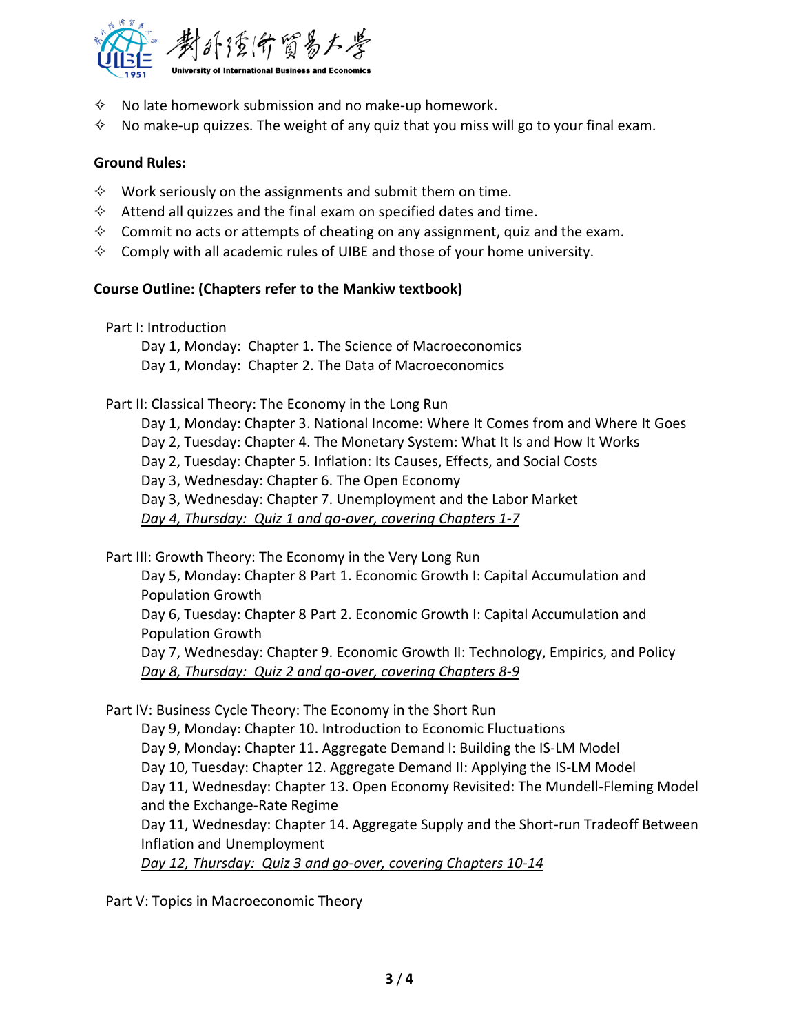- No late homework submission and no make-up homework.
- No make-up quizzes. The weight of any quiz that you miss will go to your final exam.

**Ground Rules:**

- Work seriously on the assignments and submit them on time.
- Attend all quizzes and the final exam on specified dates and time.
- Commit no acts or attempts of cheating on any assignment, quiz and the exam.
- Comply with all academic rules of UIBE and those of your home university.

**Course Outline: (Chapters refer to the Mankiw textbook)**

Part I: Introduction

- Day 1, Monday: Chapter 1. The Science of Macroeconomics
- Day 1, Monday: Chapter 2. The Data of Macroeconomics

Part II: Classical Theory: The Economy in the Long Run

- Day 1, Monday: Chapter 3. National Income: Where It Comes from and Where It Goes
- Day 2, Tuesday: Chapter 4. The Monetary System: What It Is and How It Works
- Day 2, Tuesday: Chapter 5. Inflation: Its Causes, Effects, and Social Costs
- Day 3, Wednesday: Chapter 6. The Open Economy
- Day 3, Wednesday: Chapter 7. Unemployment and the Labor Market
- *Day 4, Thursday: Quiz 1 and go-over, covering Chapters 1-7*

Part III: Growth Theory: The Economy in the Very Long Run

- Day 5, Monday: Chapter 8 Part 1. Economic Growth I: Capital Accumulation and Population Growth
- Day 6, Tuesday: Chapter 8 Part 2. Economic Growth I: Capital Accumulation and Population Growth
- Day 7, Wednesday: Chapter 9. Economic Growth II: Technology, Empirics, and Policy
- *Day 8, Thursday: Quiz 2 and go-over, covering Chapters 8-9*

Part IV: Business Cycle Theory: The Economy in the Short Run

- Day 9, Monday: Chapter 10. Introduction to Economic Fluctuations
- Day 9, Monday: Chapter 11. Aggregate Demand I: Building the IS-LM Model
- Day 10, Tuesday: Chapter 12. Aggregate Demand II: Applying the IS-LM Model
- Day 11, Wednesday: Chapter 13. Open Economy Revisited: The Mundell-Fleming Model and the Exchange-Rate Regime
- Day 11, Wednesday: Chapter 14. Aggregate Supply and the Short-run Tradeoff Between Inflation and Unemployment
- *Day 12, Thursday: Quiz 3 and go-over, covering Chapters 10-14*

Part V: Topics in Macroeconomic Theory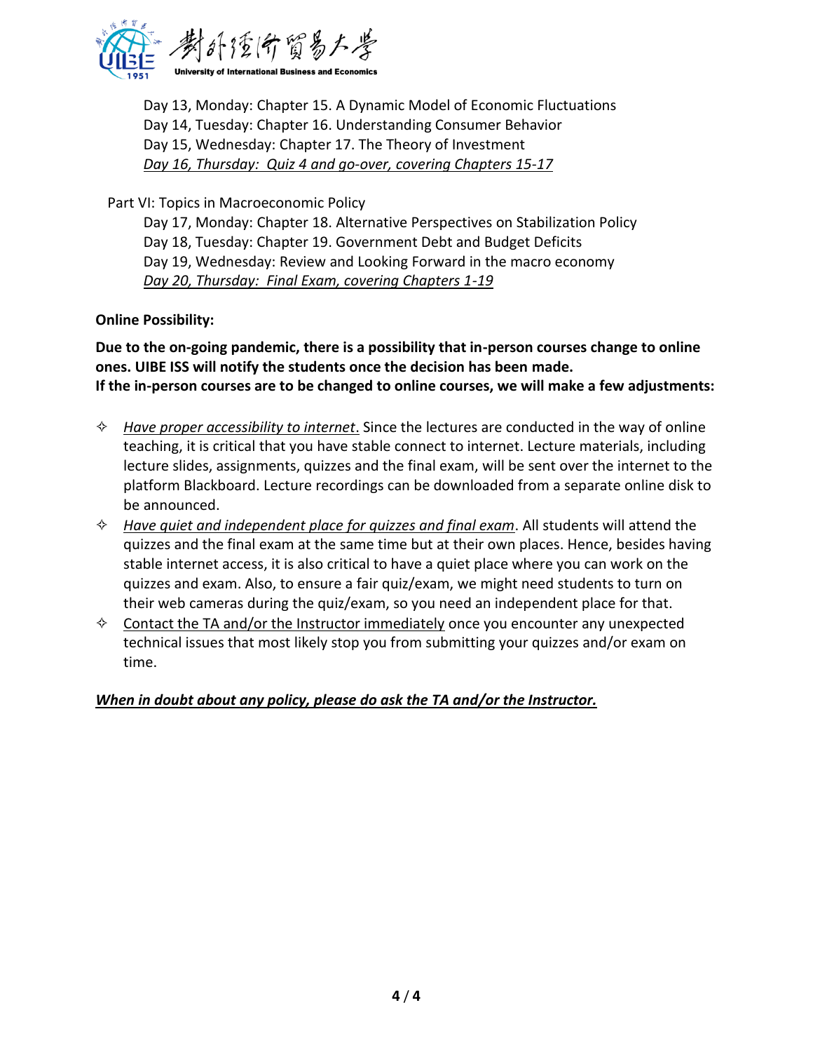Day 13, Monday: Chapter 15. A Dynamic Model of Economic Fluctuations
Day 14, Tuesday: Chapter 16. Understanding Consumer Behavior
Day 15, Wednesday: Chapter 17. The Theory of Investment
*Day 16, Thursday: Quiz 4 and go-over, covering Chapters 15-17*

Part VI: Topics in Macroeconomic Policy

Day 17, Monday: Chapter 18. Alternative Perspectives on Stabilization Policy
Day 18, Tuesday: Chapter 19. Government Debt and Budget Deficits
Day 19, Wednesday: Review and Looking Forward in the macro economy
*Day 20, Thursday: Final Exam, covering Chapters 1-19*

**Online Possibility:**

**Due to the on-going pandemic, there is a possibility that in-person courses change to online ones. UIBE ISS will notify the students once the decision has been made.**
**If the in-person courses are to be changed to online courses, we will make a few adjustments:**

- *Have proper accessibility to internet*. Since the lectures are conducted in the way of online teaching, it is critical that you have stable connect to internet. Lecture materials, including lecture slides, assignments, quizzes and the final exam, will be sent over the internet to the platform Blackboard. Lecture recordings can be downloaded from a separate online disk to be announced.
- *Have quiet and independent place for quizzes and final exam*. All students will attend the quizzes and the final exam at the same time but at their own places. Hence, besides having stable internet access, it is also critical to have a quiet place where you can work on the quizzes and exam. Also, to ensure a fair quiz/exam, we might need students to turn on their web cameras during the quiz/exam, so you need an independent place for that.
- Contact the TA and/or the Instructor immediately once you encounter any unexpected technical issues that most likely stop you from submitting your quizzes and/or exam on time.

***When in doubt about any policy, please do ask the TA and/or the Instructor.***